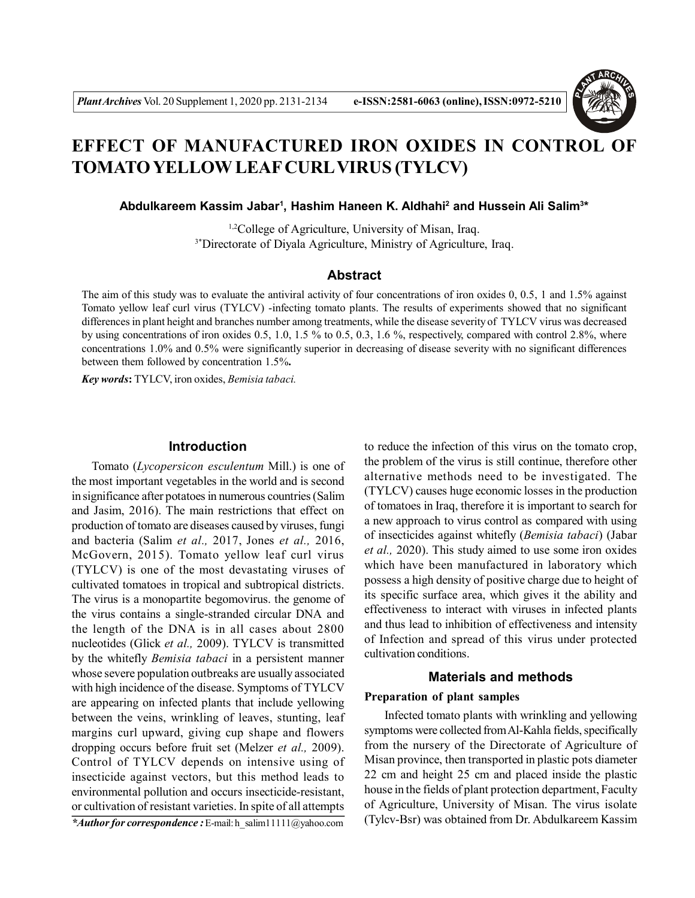# EFFECT OF MANUFACTURED IRON OXIDES IN CONTROL OF TOMATO YELLOW LEAF CURL VIRUS (TYLCV)

**Abdulkareem Kassim Jabar[1], Hashim Haneen K. Aldhahi[2] and Hussein Ali Salim[3]***

[1,2]College of Agriculture, University of Misan, Iraq.
[3*]Directorate of Diyala Agriculture, Ministry of Agriculture, Iraq.

## Abstract

The aim of this study was to evaluate the antiviral activity of four concentrations of iron oxides 0, 0.5, 1 and 1.5% against Tomato yellow leaf curl virus (TYLCV) -infecting tomato plants. The results of experiments showed that no significant differences in plant height and branches number among treatments, while the disease severity of TYLCV virus was decreased by using concentrations of iron oxides 0.5, 1.0, 1.5 % to 0.5, 0.3, 1.6 %, respectively, compared with control 2.8%, where concentrations 1.0% and 0.5% were significantly superior in decreasing of disease severity with no significant differences between them followed by concentration 1.5%**.**

***Key words*:** TYLCV, iron oxides, *Bemisia tabaci.*

## Introduction

Tomato (*Lycopersicon esculentum* Mill.) is one of the most important vegetables in the world and is second in significance after potatoes in numerous countries (Salim and Jasim, 2016). The main restrictions that effect on production of tomato are diseases caused by viruses, fungi and bacteria (Salim *et al.,* 2017, Jones *et al.,* 2016, McGovern, 2015). Tomato yellow leaf curl virus (TYLCV) is one of the most devastating viruses of cultivated tomatoes in tropical and subtropical districts. The virus is a monopartite begomovirus. the genome of the virus contains a single-stranded circular DNA and the length of the DNA is in all cases about 2800 nucleotides (Glick *et al.,* 2009). TYLCV is transmitted by the whitefly *Bemisia tabaci* in a persistent manner whose severe population outbreaks are usually associated with high incidence of the disease. Symptoms of TYLCV are appearing on infected plants that include yellowing between the veins, wrinkling of leaves, stunting, leaf margins curl upward, giving cup shape and flowers dropping occurs before fruit set (Melzer *et al.,* 2009). Control of TYLCV depends on intensive using of insecticide against vectors, but this method leads to environmental pollution and occurs insecticide-resistant, or cultivation of resistant varieties. In spite of all attempts to reduce the infection of this virus on the tomato crop, the problem of the virus is still continue, therefore other alternative methods need to be investigated. The (TYLCV) causes huge economic losses in the production of tomatoes in Iraq, therefore it is important to search for a new approach to virus control as compared with using of insecticides against whitefly (*Bemisia tabaci*) (Jabar *et al.,* 2020). This study aimed to use some iron oxides which have been manufactured in laboratory which possess a high density of positive charge due to height of its specific surface area, which gives it the ability and effectiveness to interact with viruses in infected plants and thus lead to inhibition of effectiveness and intensity of Infection and spread of this virus under protected cultivation conditions.

***Author for correspondence :** E-mail: h_salim11111@yahoo.com

## Materials and methods

### Preparation of plant samples

Infected tomato plants with wrinkling and yellowing symptoms were collected from Al-Kahla fields, specifically from the nursery of the Directorate of Agriculture of Misan province, then transported in plastic pots diameter 22 cm and height 25 cm and placed inside the plastic house in the fields of plant protection department, Faculty of Agriculture, University of Misan. The virus isolate (Tylcv-Bsr) was obtained from Dr. Abdulkareem Kassim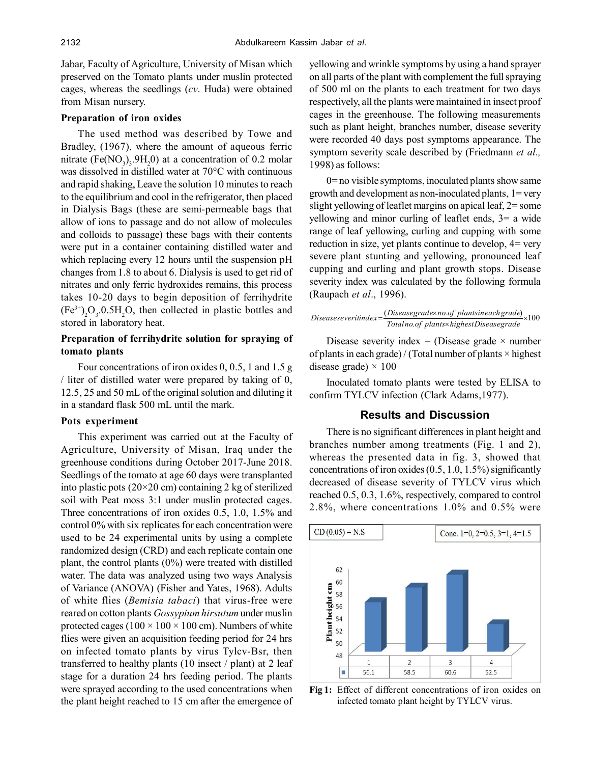Jabar, Faculty of Agriculture, University of Misan which preserved on the Tomato plants under muslin protected cages, whereas the seedlings (*cv*. Huda) were obtained from Misan nursery.

### Preparation of iron oxides

The used method was described by Towe and Bradley, (1967), where the amount of aqueous ferric nitrate ($Fe(NO_3)_3.9H_20$) at a concentration of 0.2 molar was dissolved in distilled water at 70°C with continuous and rapid shaking, Leave the solution 10 minutes to reach to the equilibrium and cool in the refrigerator, then placed in Dialysis Bags (these are semi-permeable bags that allow of ions to passage and do not allow of molecules and colloids to passage) these bags with their contents were put in a container containing distilled water and which replacing every 12 hours until the suspension pH changes from 1.8 to about 6. Dialysis is used to get rid of nitrates and only ferric hydroxides remains, this process takes 10-20 days to begin deposition of ferrihydrite $(Fe^{3+})_2O_3.0.5H_2O$, then collected in plastic bottles and stored in laboratory heat.

### Preparation of ferrihydrite solution for spraying of tomato plants

Four concentrations of iron oxides 0, 0.5, 1 and 1.5 g / liter of distilled water were prepared by taking of 0, 12.5, 25 and 50 mL of the original solution and diluting it in a standard flask 500 mL until the mark.

### Pots experiment

This experiment was carried out at the Faculty of Agriculture, University of Misan, Iraq under the greenhouse conditions during October 2017-June 2018. Seedlings of the tomato at age 60 days were transplanted into plastic pots (20×20 cm) containing 2 kg of sterilized soil with Peat moss 3:1 under muslin protected cages. Three concentrations of iron oxides 0.5, 1.0, 1.5% and control 0% with six replicates for each concentration were used to be 24 experimental units by using a complete randomized design (CRD) and each replicate contain one plant, the control plants (0%) were treated with distilled water. The data was analyzed using two ways Analysis of Variance (ANOVA) (Fisher and Yates, 1968). Adults of white flies (*Bemisia tabaci*) that virus-free were reared on cotton plants *Gossypium hirsutum* under muslin protected cages (100 × 100 × 100 cm). Numbers of white flies were given an acquisition feeding period for 24 hrs on infected tomato plants by virus Tylcv-Bsr, then transferred to healthy plants (10 insect / plant) at 2 leaf stage for a duration 24 hrs feeding period. The plants were sprayed according to the used concentrations when the plant height reached to 15 cm after the emergence of yellowing and wrinkle symptoms by using a hand sprayer on all parts of the plant with complement the full spraying of 500 ml on the plants to each treatment for two days respectively, all the plants were maintained in insect proof cages in the greenhouse. The following measurements such as plant height, branches number, disease severity were recorded 40 days post symptoms appearance. The symptom severity scale described by (Friedmann *et al.,* 1998) as follows:

0= no visible symptoms, inoculated plants show same growth and development as non-inoculated plants, 1= very slight yellowing of leaflet margins on apical leaf, 2= some yellowing and minor curling of leaflet ends, 3= a wide range of leaf yellowing, curling and cupping with some reduction in size, yet plants continue to develop, 4= very severe plant stunting and yellowing, pronounced leaf cupping and curling and plant growth stops. Disease severity index was calculated by the following formula (Raupach *et al*., 1996).

$$Diseaseseveritindex = \frac{(Diseasegrade \times no.of\ plantsineachgrade)}{Totalno.of\ plants \times highestDiseasegrade} \times 100$$

Disease severity index = (Disease grade × number of plants in each grade) / (Total number of plants × highest disease grade) × 100

Inoculated tomato plants were tested by ELISA to confirm TYLCV infection (Clark Adams,1977).

## Results and Discussion

There is no significant differences in plant height and branches number among treatments (Fig. 1 and 2), whereas the presented data in fig. 3, showed that concentrations of iron oxides (0.5, 1.0, 1.5%) significantly decreased of disease severity of TYLCV virus which reached 0.5, 0.3, 1.6%, respectively, compared to control 2.8%, where concentrations 1.0% and 0.5% were

CD (0.05) = N.S

Conc. 1=0, 2=0.5, 3=1, 4=1.5

| | 1 | 2 | 3 | 4 |
|---|---|---|---|---|
| Plant height cm | 56.1 | 58.5 | 60.6 | 52.5 |

**Fig 1:** Effect of different concentrations of iron oxides on infected tomato plant height by TYLCV virus.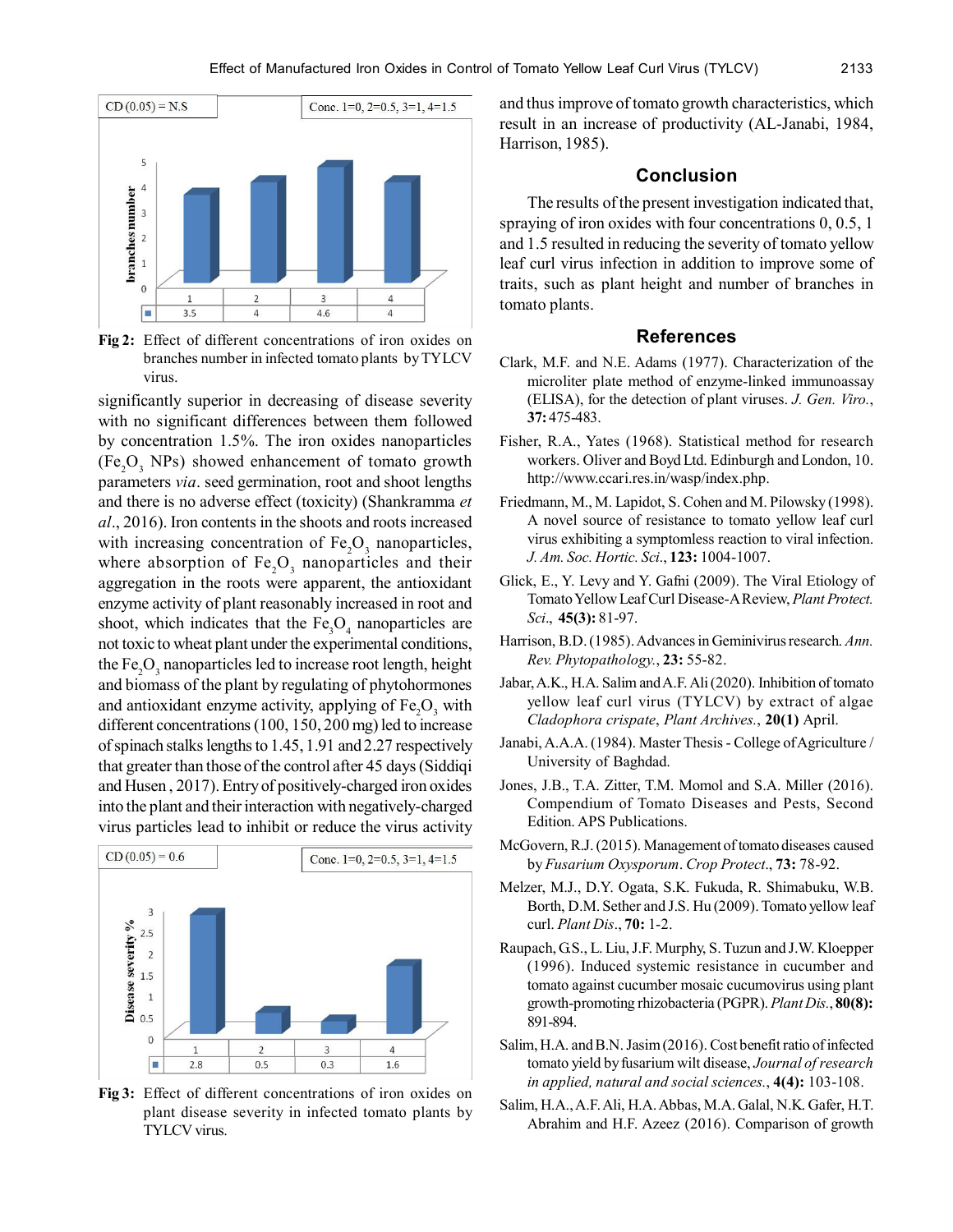| CD (0.05) = N.S | Conc. 1=0, 2=0.5, 3=1, 4=1.5 |
|---|---|

| | 1 | 2 | 3 | 4 |
|---|---|---|---|---|
| branches number | 3.5 | 4 | 4.6 | 4 |

**Fig 2:** Effect of different concentrations of iron oxides on branches number in infected tomato plants by TYLCV virus.

significantly superior in decreasing of disease severity with no significant differences between them followed by concentration 1.5%. The iron oxides nanoparticles ($Fe_2O_3$ NPs) showed enhancement of tomato growth parameters *via*. seed germination, root and shoot lengths and there is no adverse effect (toxicity) (Shankramma *et al*., 2016). Iron contents in the shoots and roots increased with increasing concentration of $Fe_2O_3$ nanoparticles, where absorption of $Fe_2O_3$ nanoparticles and their aggregation in the roots were apparent, the antioxidant enzyme activity of plant reasonably increased in root and shoot, which indicates that the $Fe_3O_4$ nanoparticles are not toxic to wheat plant under the experimental conditions, the $Fe_2O_3$ nanoparticles led to increase root length, height and biomass of the plant by regulating of phytohormones and antioxidant enzyme activity, applying of $Fe_2O_3$ with different concentrations (100, 150, 200 mg) led to increase of spinach stalks lengths to 1.45, 1.91 and 2.27 respectively that greater than those of the control after 45 days (Siddiqi and Husen , 2017). Entry of positively-charged iron oxides into the plant and their interaction with negatively-charged virus particles lead to inhibit or reduce the virus activity

| CD (0.05) = 0.6 | Conc. 1=0, 2=0.5, 3=1, 4=1.5 |
|---|---|

| | 1 | 2 | 3 | 4 |
|---|---|---|---|---|
| Disease severity % | 2.8 | 0.5 | 0.3 | 1.6 |

**Fig 3:** Effect of different concentrations of iron oxides on plant disease severity in infected tomato plants by TYLCV virus.

and thus improve of tomato growth characteristics, which result in an increase of productivity (AL-Janabi, 1984, Harrison, 1985).

## Conclusion

The results of the present investigation indicated that, spraying of iron oxides with four concentrations 0, 0.5, 1 and 1.5 resulted in reducing the severity of tomato yellow leaf curl virus infection in addition to improve some of traits, such as plant height and number of branches in tomato plants.

## References

Clark, M.F. and N.E. Adams (1977). Characterization of the microliter plate method of enzyme-linked immunoassay (ELISA), for the detection of plant viruses. *J. Gen. Viro.*, **37:** 475-483.

Fisher, R.A., Yates (1968). Statistical method for research workers. Oliver and Boyd Ltd. Edinburgh and London, 10. http://www.ccari.res.in/wasp/index.php.

Friedmann, M., M. Lapidot, S. Cohen and M. Pilowsky (1998). A novel source of resistance to tomato yellow leaf curl virus exhibiting a symptomless reaction to viral infection. *J. Am. Soc. Hortic. Sci.*, **123:** 1004-1007.

Glick, E., Y. Levy and Y. Gafni (2009). The Viral Etiology of Tomato Yellow Leaf Curl Disease-A Review, *Plant Protect. Sci.*, **45(3):** 81-97.

Harrison, B.D. (1985). Advances in Geminivirus research. *Ann. Rev. Phytopathology.*, **23:** 55-82.

Jabar, A.K., H.A. Salim and A.F. Ali (2020). Inhibition of tomato yellow leaf curl virus (TYLCV) by extract of algae *Cladophora crispate*, *Plant Archives.*, **20(1)** April.

Janabi, A.A.A. (1984). Master Thesis - College of Agriculture / University of Baghdad.

Jones, J.B., T.A. Zitter, T.M. Momol and S.A. Miller (2016). Compendium of Tomato Diseases and Pests, Second Edition. APS Publications.

McGovern, R.J. (2015). Management of tomato diseases caused by *Fusarium Oxysporum*. *Crop Protect.*, **73:** 78-92.

Melzer, M.J., D.Y. Ogata, S.K. Fukuda, R. Shimabuku, W.B. Borth, D.M. Sether and J.S. Hu (2009). Tomato yellow leaf curl. *Plant Dis.*, **70:** 1-2.

Raupach, G.S., L. Liu, J.F. Murphy, S. Tuzun and J.W. Kloepper (1996). Induced systemic resistance in cucumber and tomato against cucumber mosaic cucumovirus using plant growth-promoting rhizobacteria (PGPR). *Plant Dis.*, **80(8):** 891-894.

Salim, H.A. and B.N. Jasim (2016). Cost benefit ratio of infected tomato yield by fusarium wilt disease, *Journal of research in applied, natural and social sciences.*, **4(4):** 103-108.

Salim, H.A., A.F. Ali, H.A. Abbas, M.A. Galal, N.K. Gafer, H.T. Abrahim and H.F. Azeez (2016). Comparison of growth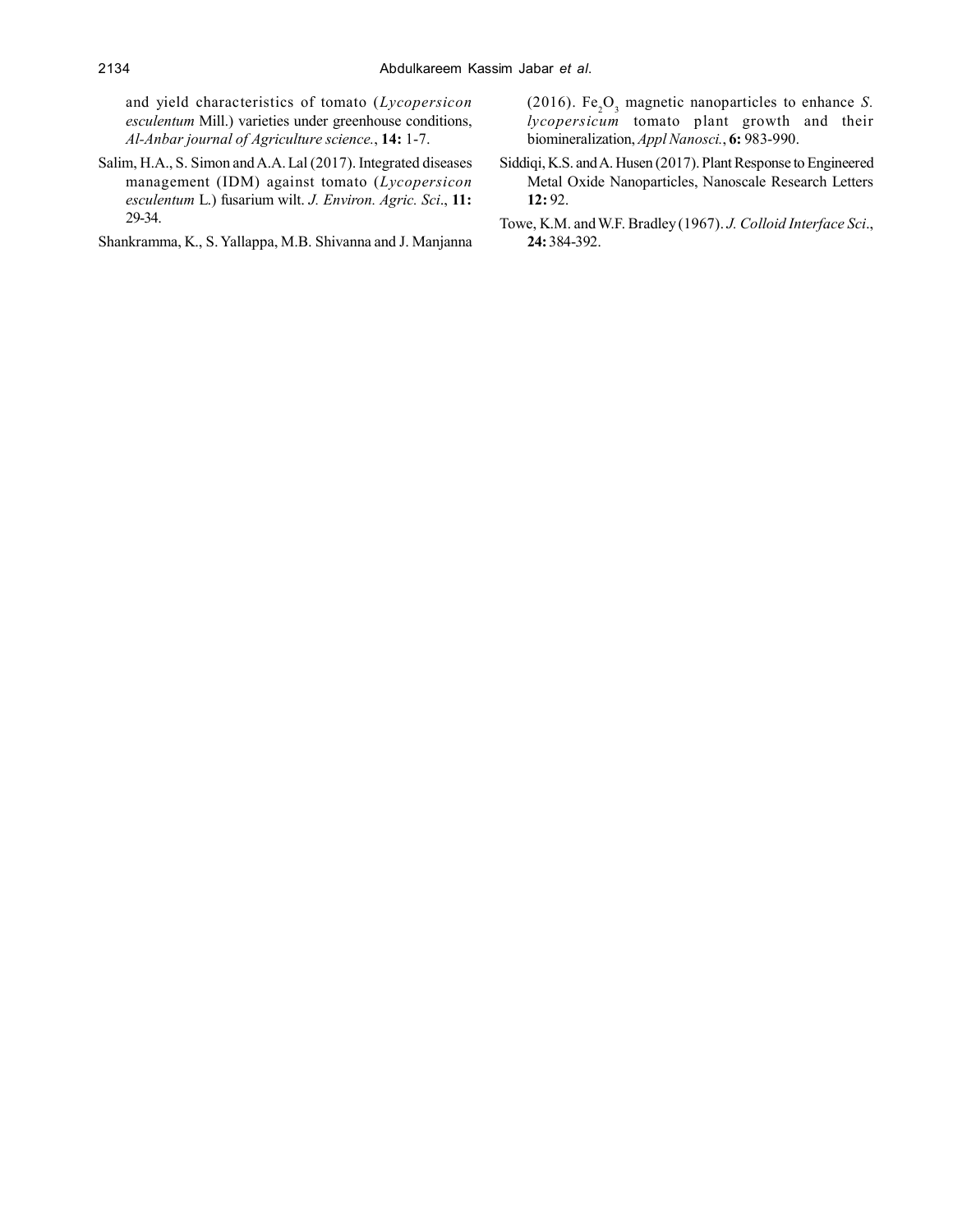and yield characteristics of tomato (*Lycopersicon esculentum* Mill.) varieties under greenhouse conditions, *Al-Anbar journal of Agriculture science.*, **14:** 1-7.

Salim, H.A., S. Simon and A.A. Lal (2017). Integrated diseases management (IDM) against tomato (*Lycopersicon esculentum* L.) fusarium wilt. *J. Environ. Agric. Sci*., **11:** 29-34.

Shankramma, K., S. Yallappa, M.B. Shivanna and J. Manjanna (2016). $Fe_2O_3$ magnetic nanoparticles to enhance *S. lycopersicum* tomato plant growth and their biomineralization, *Appl Nanosci.*, **6:** 983-990.

Siddiqi, K.S. and A. Husen (2017). Plant Response to Engineered Metal Oxide Nanoparticles, Nanoscale Research Letters **12:** 92.

Towe, K.M. and W.F. Bradley (1967). *J. Colloid Interface Sci*., **24:** 384-392.